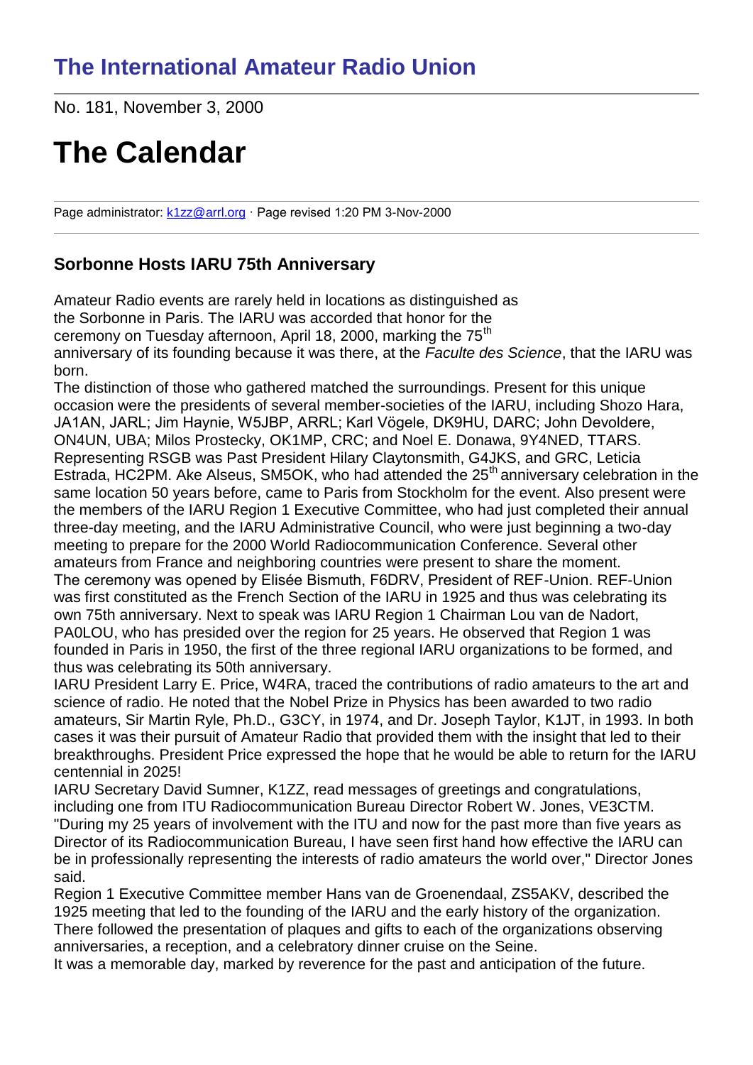# The International Amateur Radio Union

No. 181, November 3, 2000

# The Calendar

Page administrator: k1zz@arrl.org · Page revised 1:20 PM 3-Nov-2000

### Sorbonne Hosts IARU 75th Anniversary

Amateur Radio events are rarely held in locations as distinguished as the Sorbonne in Paris. The IARU was accorded that honor for the ceremony on Tuesday afternoon, April 18, 2000, marking the 75th anniversary of its founding because it was there, at the *Faculte des Science*, that the IARU was born.

The distinction of those who gathered matched the surroundings. Present for this unique occasion were the presidents of several member-societies of the IARU, including Shozo Hara, JA1AN, JARL; Jim Haynie, W5JBP, ARRL; Karl Vögele, DK9HU, DARC; John Devoldere, ON4UN, UBA; Milos Prostecky, OK1MP, CRC; and Noel E. Donawa, 9Y4NED, TTARS. Representing RSGB was Past President Hilary Claytonsmith, G4JKS, and GRC, Leticia Estrada, HC2PM. Ake Alseus, SM5OK, who had attended the 25th anniversary celebration in the same location 50 years before, came to Paris from Stockholm for the event. Also present were the members of the IARU Region 1 Executive Committee, who had just completed their annual three-day meeting, and the IARU Administrative Council, who were just beginning a two-day meeting to prepare for the 2000 World Radiocommunication Conference. Several other amateurs from France and neighboring countries were present to share the moment.

The ceremony was opened by Elisée Bismuth, F6DRV, President of REF-Union. REF-Union was first constituted as the French Section of the IARU in 1925 and thus was celebrating its own 75th anniversary. Next to speak was IARU Region 1 Chairman Lou van de Nadort, PA0LOU, who has presided over the region for 25 years. He observed that Region 1 was founded in Paris in 1950, the first of the three regional IARU organizations to be formed, and thus was celebrating its 50th anniversary.

IARU President Larry E. Price, W4RA, traced the contributions of radio amateurs to the art and science of radio. He noted that the Nobel Prize in Physics has been awarded to two radio amateurs, Sir Martin Ryle, Ph.D., G3CY, in 1974, and Dr. Joseph Taylor, K1JT, in 1993. In both cases it was their pursuit of Amateur Radio that provided them with the insight that led to their breakthroughs. President Price expressed the hope that he would be able to return for the IARU centennial in 2025!

IARU Secretary David Sumner, K1ZZ, read messages of greetings and congratulations, including one from ITU Radiocommunication Bureau Director Robert W. Jones, VE3CTM. "During my 25 years of involvement with the ITU and now for the past more than five years as Director of its Radiocommunication Bureau, I have seen first hand how effective the IARU can be in professionally representing the interests of radio amateurs the world over," Director Jones said.

Region 1 Executive Committee member Hans van de Groenendaal, ZS5AKV, described the 1925 meeting that led to the founding of the IARU and the early history of the organization.

There followed the presentation of plaques and gifts to each of the organizations observing anniversaries, a reception, and a celebratory dinner cruise on the Seine.

It was a memorable day, marked by reverence for the past and anticipation of the future.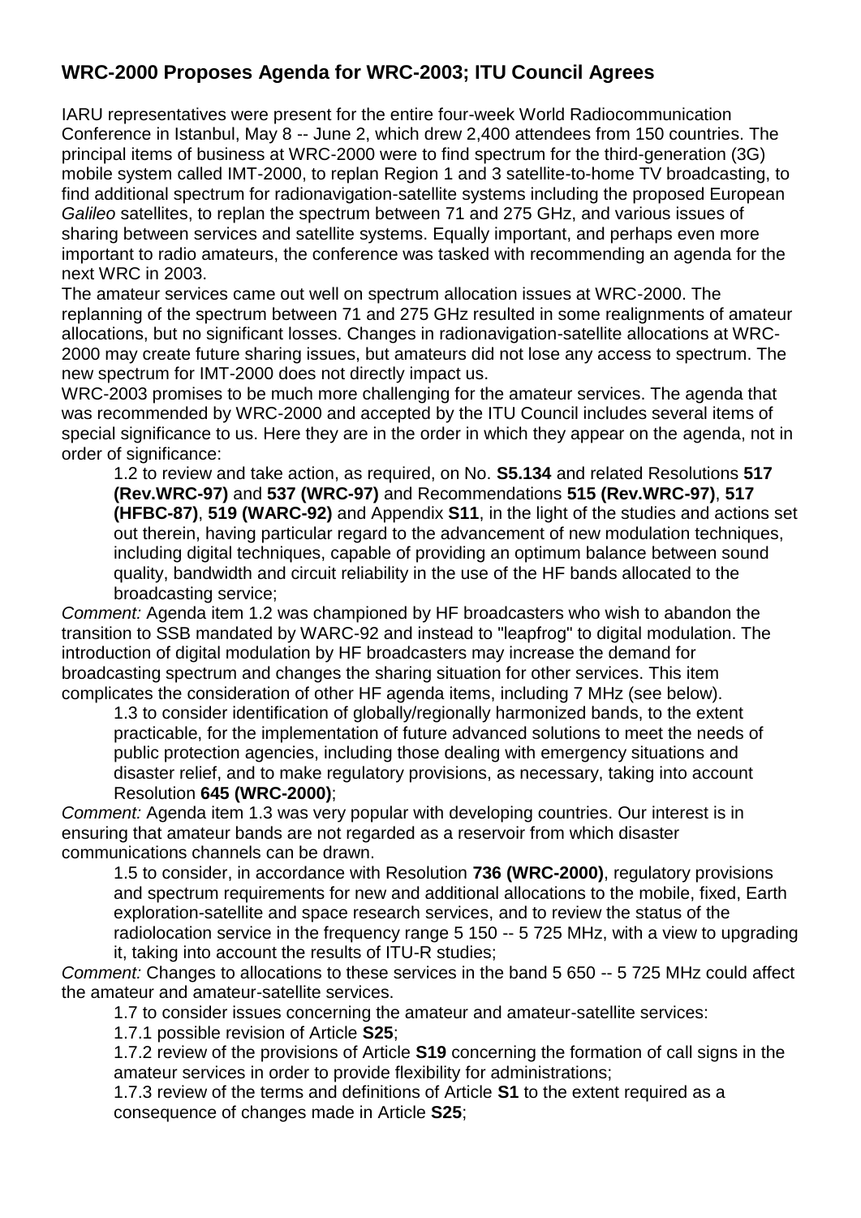## WRC-2000 Proposes Agenda for WRC-2003; ITU Council Agrees

IARU representatives were present for the entire four-week World Radiocommunication Conference in Istanbul, May 8 -- June 2, which drew 2,400 attendees from 150 countries. The principal items of business at WRC-2000 were to find spectrum for the third-generation (3G) mobile system called IMT-2000, to replan Region 1 and 3 satellite-to-home TV broadcasting, to find additional spectrum for radionavigation-satellite systems including the proposed European *Galileo* satellites, to replan the spectrum between 71 and 275 GHz, and various issues of sharing between services and satellite systems. Equally important, and perhaps even more important to radio amateurs, the conference was tasked with recommending an agenda for the next WRC in 2003.

The amateur services came out well on spectrum allocation issues at WRC-2000. The replanning of the spectrum between 71 and 275 GHz resulted in some realignments of amateur allocations, but no significant losses. Changes in radionavigation-satellite allocations at WRC-2000 may create future sharing issues, but amateurs did not lose any access to spectrum. The new spectrum for IMT-2000 does not directly impact us.

WRC-2003 promises to be much more challenging for the amateur services. The agenda that was recommended by WRC-2000 and accepted by the ITU Council includes several items of special significance to us. Here they are in the order in which they appear on the agenda, not in order of significance:

> 1.2 to review and take action, as required, on No. **S5.134** and related Resolutions **517 (Rev.WRC-97)** and **537 (WRC-97)** and Recommendations **515 (Rev.WRC-97)**, **517 (HFBC-87)**, **519 (WARC-92)** and Appendix **S11**, in the light of the studies and actions set out therein, having particular regard to the advancement of new modulation techniques, including digital techniques, capable of providing an optimum balance between sound quality, bandwidth and circuit reliability in the use of the HF bands allocated to the broadcasting service;

*Comment:* Agenda item 1.2 was championed by HF broadcasters who wish to abandon the transition to SSB mandated by WARC-92 and instead to "leapfrog" to digital modulation. The introduction of digital modulation by HF broadcasters may increase the demand for broadcasting spectrum and changes the sharing situation for other services. This item complicates the consideration of other HF agenda items, including 7 MHz (see below).

> 1.3 to consider identification of globally/regionally harmonized bands, to the extent practicable, for the implementation of future advanced solutions to meet the needs of public protection agencies, including those dealing with emergency situations and disaster relief, and to make regulatory provisions, as necessary, taking into account Resolution **645 (WRC-2000)**;

*Comment:* Agenda item 1.3 was very popular with developing countries. Our interest is in ensuring that amateur bands are not regarded as a reservoir from which disaster communications channels can be drawn.

> 1.5 to consider, in accordance with Resolution **736 (WRC-2000)**, regulatory provisions and spectrum requirements for new and additional allocations to the mobile, fixed, Earth exploration-satellite and space research services, and to review the status of the radiolocation service in the frequency range 5 150 -- 5 725 MHz, with a view to upgrading it, taking into account the results of ITU-R studies;

*Comment:* Changes to allocations to these services in the band 5 650 -- 5 725 MHz could affect the amateur and amateur-satellite services.

> 1.7 to consider issues concerning the amateur and amateur-satellite services:
>
> 1.7.1 possible revision of Article **S25**;
>
> 1.7.2 review of the provisions of Article **S19** concerning the formation of call signs in the amateur services in order to provide flexibility for administrations;
>
> 1.7.3 review of the terms and definitions of Article **S1** to the extent required as a consequence of changes made in Article **S25**;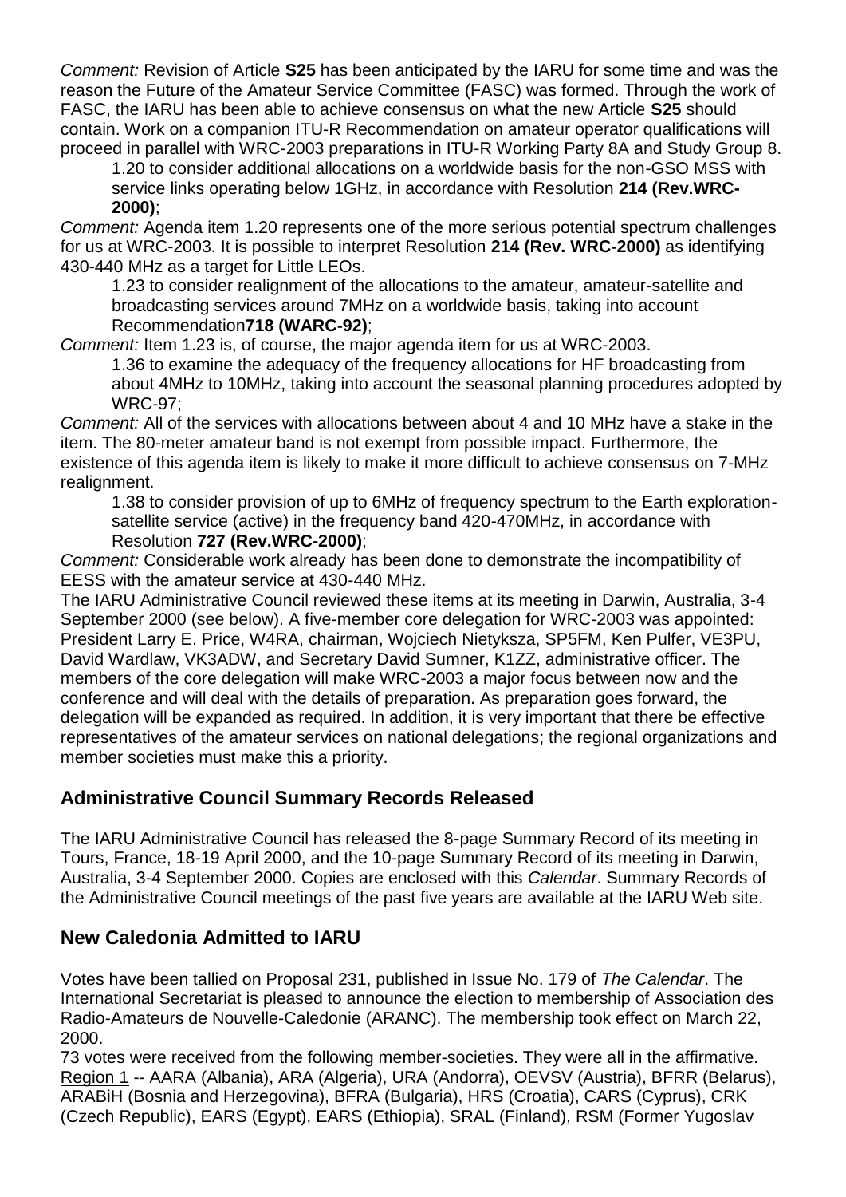*Comment:* Revision of Article **S25** has been anticipated by the IARU for some time and was the reason the Future of the Amateur Service Committee (FASC) was formed. Through the work of FASC, the IARU has been able to achieve consensus on what the new Article **S25** should contain. Work on a companion ITU-R Recommendation on amateur operator qualifications will proceed in parallel with WRC-2003 preparations in ITU-R Working Party 8A and Study Group 8.

> 1.20 to consider additional allocations on a worldwide basis for the non-GSO MSS with service links operating below 1GHz, in accordance with Resolution **214 (Rev.WRC-2000)**;

*Comment:* Agenda item 1.20 represents one of the more serious potential spectrum challenges for us at WRC-2003. It is possible to interpret Resolution **214 (Rev. WRC-2000)** as identifying 430-440 MHz as a target for Little LEOs.

> 1.23 to consider realignment of the allocations to the amateur, amateur-satellite and broadcasting services around 7MHz on a worldwide basis, taking into account Recommendation**718 (WARC-92)**;

*Comment:* Item 1.23 is, of course, the major agenda item for us at WRC-2003.

> 1.36 to examine the adequacy of the frequency allocations for HF broadcasting from about 4MHz to 10MHz, taking into account the seasonal planning procedures adopted by WRC-97;

*Comment:* All of the services with allocations between about 4 and 10 MHz have a stake in the item. The 80-meter amateur band is not exempt from possible impact. Furthermore, the existence of this agenda item is likely to make it more difficult to achieve consensus on 7-MHz realignment.

> 1.38 to consider provision of up to 6MHz of frequency spectrum to the Earth exploration-satellite service (active) in the frequency band 420-470MHz, in accordance with Resolution **727 (Rev.WRC-2000)**;

*Comment:* Considerable work already has been done to demonstrate the incompatibility of EESS with the amateur service at 430-440 MHz.

The IARU Administrative Council reviewed these items at its meeting in Darwin, Australia, 3-4 September 2000 (see below). A five-member core delegation for WRC-2003 was appointed: President Larry E. Price, W4RA, chairman, Wojciech Nietyksza, SP5FM, Ken Pulfer, VE3PU, David Wardlaw, VK3ADW, and Secretary David Sumner, K1ZZ, administrative officer. The members of the core delegation will make WRC-2003 a major focus between now and the conference and will deal with the details of preparation. As preparation goes forward, the delegation will be expanded as required. In addition, it is very important that there be effective representatives of the amateur services on national delegations; the regional organizations and member societies must make this a priority.

## Administrative Council Summary Records Released

The IARU Administrative Council has released the 8-page Summary Record of its meeting in Tours, France, 18-19 April 2000, and the 10-page Summary Record of its meeting in Darwin, Australia, 3-4 September 2000. Copies are enclosed with this *Calendar*. Summary Records of the Administrative Council meetings of the past five years are available at the IARU Web site.

## New Caledonia Admitted to IARU

Votes have been tallied on Proposal 231, published in Issue No. 179 of *The Calendar*. The International Secretariat is pleased to announce the election to membership of Association des Radio-Amateurs de Nouvelle-Caledonie (ARANC). The membership took effect on March 22, 2000.

73 votes were received from the following member-societies. They were all in the affirmative. Region 1 -- AARA (Albania), ARA (Algeria), URA (Andorra), OEVSV (Austria), BFRR (Belarus), ARABiH (Bosnia and Herzegovina), BFRA (Bulgaria), HRS (Croatia), CARS (Cyprus), CRK (Czech Republic), EARS (Egypt), EARS (Ethiopia), SRAL (Finland), RSM (Former Yugoslav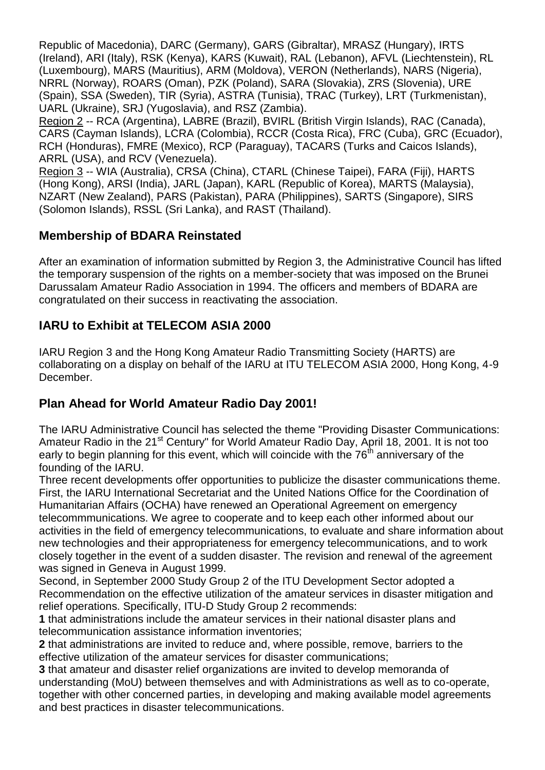Republic of Macedonia), DARC (Germany), GARS (Gibraltar), MRASZ (Hungary), IRTS (Ireland), ARI (Italy), RSK (Kenya), KARS (Kuwait), RAL (Lebanon), AFVL (Liechtenstein), RL (Luxembourg), MARS (Mauritius), ARM (Moldova), VERON (Netherlands), NARS (Nigeria), NRRL (Norway), ROARS (Oman), PZK (Poland), SARA (Slovakia), ZRS (Slovenia), URE (Spain), SSA (Sweden), TIR (Syria), ASTRA (Tunisia), TRAC (Turkey), LRT (Turkmenistan), UARL (Ukraine), SRJ (Yugoslavia), and RSZ (Zambia).

Region 2 -- RCA (Argentina), LABRE (Brazil), BVIRL (British Virgin Islands), RAC (Canada), CARS (Cayman Islands), LCRA (Colombia), RCCR (Costa Rica), FRC (Cuba), GRC (Ecuador), RCH (Honduras), FMRE (Mexico), RCP (Paraguay), TACARS (Turks and Caicos Islands), ARRL (USA), and RCV (Venezuela).

Region 3 -- WIA (Australia), CRSA (China), CTARL (Chinese Taipei), FARA (Fiji), HARTS (Hong Kong), ARSI (India), JARL (Japan), KARL (Republic of Korea), MARTS (Malaysia), NZART (New Zealand), PARS (Pakistan), PARA (Philippines), SARTS (Singapore), SIRS (Solomon Islands), RSSL (Sri Lanka), and RAST (Thailand).

## Membership of BDARA Reinstated

After an examination of information submitted by Region 3, the Administrative Council has lifted the temporary suspension of the rights on a member-society that was imposed on the Brunei Darussalam Amateur Radio Association in 1994. The officers and members of BDARA are congratulated on their success in reactivating the association.

## IARU to Exhibit at TELECOM ASIA 2000

IARU Region 3 and the Hong Kong Amateur Radio Transmitting Society (HARTS) are collaborating on a display on behalf of the IARU at ITU TELECOM ASIA 2000, Hong Kong, 4-9 December.

## Plan Ahead for World Amateur Radio Day 2001!

The IARU Administrative Council has selected the theme "Providing Disaster Communications: Amateur Radio in the 21st Century" for World Amateur Radio Day, April 18, 2001. It is not too early to begin planning for this event, which will coincide with the 76th anniversary of the founding of the IARU.

Three recent developments offer opportunities to publicize the disaster communications theme. First, the IARU International Secretariat and the United Nations Office for the Coordination of Humanitarian Affairs (OCHA) have renewed an Operational Agreement on emergency telecommmunications. We agree to cooperate and to keep each other informed about our activities in the field of emergency telecommunications, to evaluate and share information about new technologies and their appropriateness for emergency telecommunications, and to work closely together in the event of a sudden disaster. The revision and renewal of the agreement was signed in Geneva in August 1999.

Second, in September 2000 Study Group 2 of the ITU Development Sector adopted a Recommendation on the effective utilization of the amateur services in disaster mitigation and relief operations. Specifically, ITU-D Study Group 2 recommends:

**1** that administrations include the amateur services in their national disaster plans and telecommunication assistance information inventories;

**2** that administrations are invited to reduce and, where possible, remove, barriers to the effective utilization of the amateur services for disaster communications;

**3** that amateur and disaster relief organizations are invited to develop memoranda of understanding (MoU) between themselves and with Administrations as well as to co-operate, together with other concerned parties, in developing and making available model agreements and best practices in disaster telecommunications.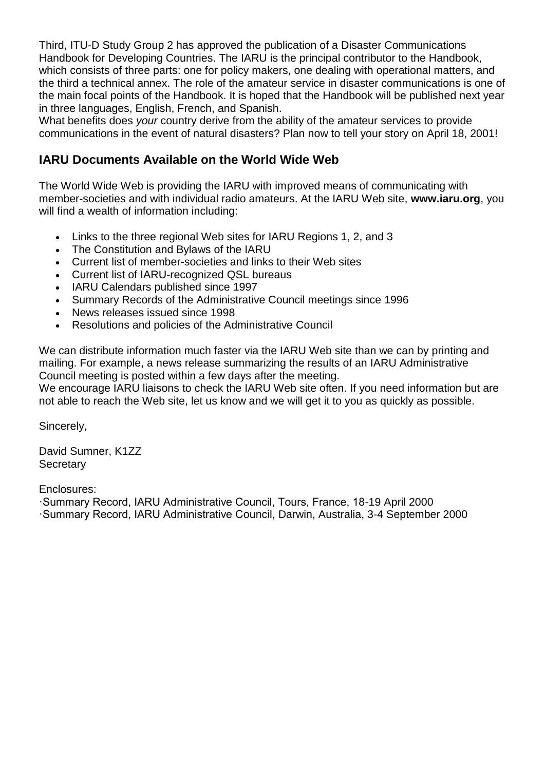Third, ITU-D Study Group 2 has approved the publication of a Disaster Communications Handbook for Developing Countries. The IARU is the principal contributor to the Handbook, which consists of three parts: one for policy makers, one dealing with operational matters, and the third a technical annex. The role of the amateur service in disaster communications is one of the main focal points of the Handbook. It is hoped that the Handbook will be published next year in three languages, English, French, and Spanish.

What benefits does *your* country derive from the ability of the amateur services to provide communications in the event of natural disasters? Plan now to tell your story on April 18, 2001!

## IARU Documents Available on the World Wide Web

The World Wide Web is providing the IARU with improved means of communicating with member-societies and with individual radio amateurs. At the IARU Web site, **www.iaru.org**, you will find a wealth of information including:

- Links to the three regional Web sites for IARU Regions 1, 2, and 3
- The Constitution and Bylaws of the IARU
- Current list of member-societies and links to their Web sites
- Current list of IARU-recognized QSL bureaus
- IARU Calendars published since 1997
- Summary Records of the Administrative Council meetings since 1996
- News releases issued since 1998
- Resolutions and policies of the Administrative Council

We can distribute information much faster via the IARU Web site than we can by printing and mailing. For example, a news release summarizing the results of an IARU Administrative Council meeting is posted within a few days after the meeting.

We encourage IARU liaisons to check the IARU Web site often. If you need information but are not able to reach the Web site, let us know and we will get it to you as quickly as possible.

Sincerely,

David Sumner, K1ZZ
Secretary

Enclosures:

·Summary Record, IARU Administrative Council, Tours, France, 18-19 April 2000
·Summary Record, IARU Administrative Council, Darwin, Australia, 3-4 September 2000